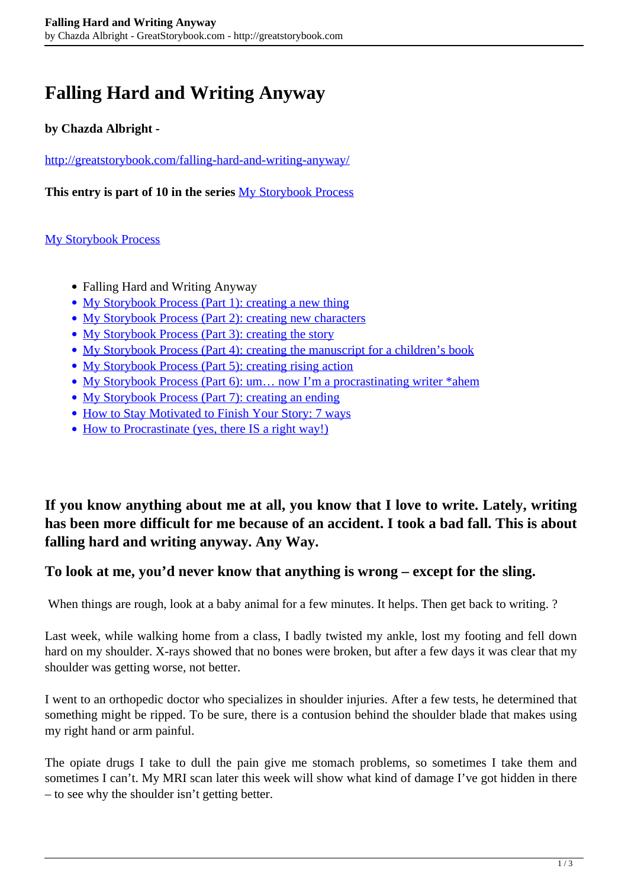# Falling Hard and Writing Anyway

**by Chazda Albright -**

http://greatstorybook.com/falling-hard-and-writing-anyway/

**This entry is part of 10 in the series** My Storybook Process

My Storybook Process

- Falling Hard and Writing Anyway
- My Storybook Process (Part 1): creating a new thing
- My Storybook Process (Part 2): creating new characters
- My Storybook Process (Part 3): creating the story
- My Storybook Process (Part 4): creating the manuscript for a children's book
- My Storybook Process (Part 5): creating rising action
- My Storybook Process (Part 6): um… now I'm a procrastinating writer *ahem
- My Storybook Process (Part 7): creating an ending
- How to Stay Motivated to Finish Your Story: 7 ways
- How to Procrastinate (yes, there IS a right way!)

### If you know anything about me at all, you know that I love to write. Lately, writing has been more difficult for me because of an accident. I took a bad fall. This is about falling hard and writing anyway. Any Way.

#### To look at me, you'd never know that anything is wrong – except for the sling.

When things are rough, look at a baby animal for a few minutes. It helps. Then get back to writing. ?

Last week, while walking home from a class, I badly twisted my ankle, lost my footing and fell down hard on my shoulder. X-rays showed that no bones were broken, but after a few days it was clear that my shoulder was getting worse, not better.

I went to an orthopedic doctor who specializes in shoulder injuries. After a few tests, he determined that something might be ripped. To be sure, there is a contusion behind the shoulder blade that makes using my right hand or arm painful.

The opiate drugs I take to dull the pain give me stomach problems, so sometimes I take them and sometimes I can't. My MRI scan later this week will show what kind of damage I've got hidden in there – to see why the shoulder isn't getting better.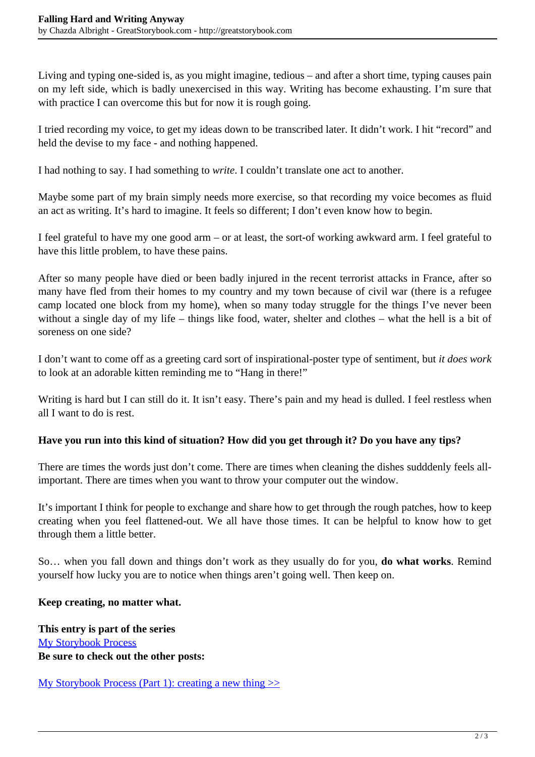Living and typing one-sided is, as you might imagine, tedious – and after a short time, typing causes pain on my left side, which is badly unexercised in this way. Writing has become exhausting. I'm sure that with practice I can overcome this but for now it is rough going.

I tried recording my voice, to get my ideas down to be transcribed later. It didn't work. I hit "record" and held the devise to my face - and nothing happened.

I had nothing to say. I had something to *write*. I couldn't translate one act to another.

Maybe some part of my brain simply needs more exercise, so that recording my voice becomes as fluid an act as writing. It's hard to imagine. It feels so different; I don't even know how to begin.

I feel grateful to have my one good arm – or at least, the sort-of working awkward arm. I feel grateful to have this little problem, to have these pains.

After so many people have died or been badly injured in the recent terrorist attacks in France, after so many have fled from their homes to my country and my town because of civil war (there is a refugee camp located one block from my home), when so many today struggle for the things I've never been without a single day of my life – things like food, water, shelter and clothes – what the hell is a bit of soreness on one side?

I don't want to come off as a greeting card sort of inspirational-poster type of sentiment, but *it does work* to look at an adorable kitten reminding me to "Hang in there!"

Writing is hard but I can still do it. It isn't easy. There's pain and my head is dulled. I feel restless when all I want to do is rest.

**Have you run into this kind of situation? How did you get through it? Do you have any tips?**

There are times the words just don't come. There are times when cleaning the dishes sudddenly feels all-important. There are times when you want to throw your computer out the window.

It's important I think for people to exchange and share how to get through the rough patches, how to keep creating when you feel flattened-out. We all have those times. It can be helpful to know how to get through them a little better.

So… when you fall down and things don't work as they usually do for you, **do what works**. Remind yourself how lucky you are to notice when things aren't going well. Then keep on.

**Keep creating, no matter what.**

**This entry is part of the series**
[My Storybook Process]
**Be sure to check out the other posts:**

[My Storybook Process (Part 1): creating a new thing >>]